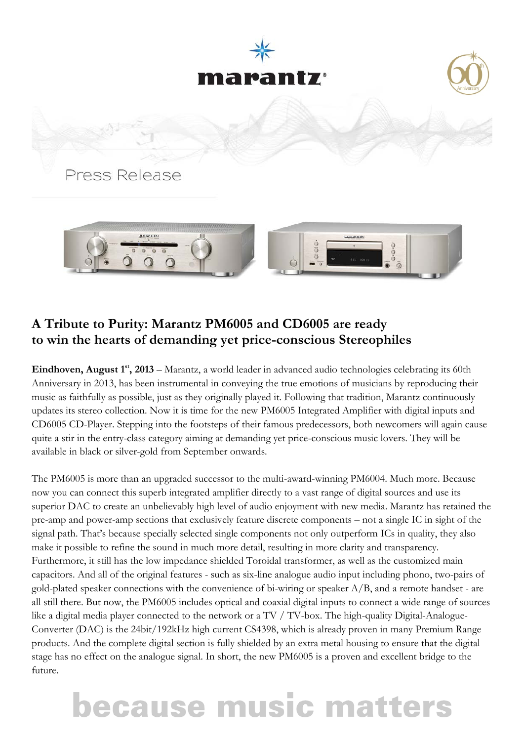marantz

Press Release

## A Tribute to Purity: Marantz PM6005 and CD6005 are ready to win the hearts of demanding yet price-conscious Stereophiles

**Eindhoven, August 1st, 2013** – Marantz, a world leader in advanced audio technologies celebrating its 60th Anniversary in 2013, has been instrumental in conveying the true emotions of musicians by reproducing their music as faithfully as possible, just as they originally played it. Following that tradition, Marantz continuously updates its stereo collection. Now it is time for the new PM6005 Integrated Amplifier with digital inputs and CD6005 CD-Player. Stepping into the footsteps of their famous predecessors, both newcomers will again cause quite a stir in the entry-class category aiming at demanding yet price-conscious music lovers. They will be available in black or silver-gold from September onwards.

The PM6005 is more than an upgraded successor to the multi-award-winning PM6004. Much more. Because now you can connect this superb integrated amplifier directly to a vast range of digital sources and use its superior DAC to create an unbelievably high level of audio enjoyment with new media. Marantz has retained the pre-amp and power-amp sections that exclusively feature discrete components – not a single IC in sight of the signal path. That's because specially selected single components not only outperform ICs in quality, they also make it possible to refine the sound in much more detail, resulting in more clarity and transparency. Furthermore, it still has the low impedance shielded Toroidal transformer, as well as the customized main capacitors. And all of the original features - such as six-line analogue audio input including phono, two-pairs of gold-plated speaker connections with the convenience of bi-wiring or speaker A/B, and a remote handset - are all still there. But now, the PM6005 includes optical and coaxial digital inputs to connect a wide range of sources like a digital media player connected to the network or a TV / TV-box. The high-quality Digital-Analogue-Converter (DAC) is the 24bit/192kHz high current CS4398, which is already proven in many Premium Range products. And the complete digital section is fully shielded by an extra metal housing to ensure that the digital stage has no effect on the analogue signal. In short, the new PM6005 is a proven and excellent bridge to the future.

because music matters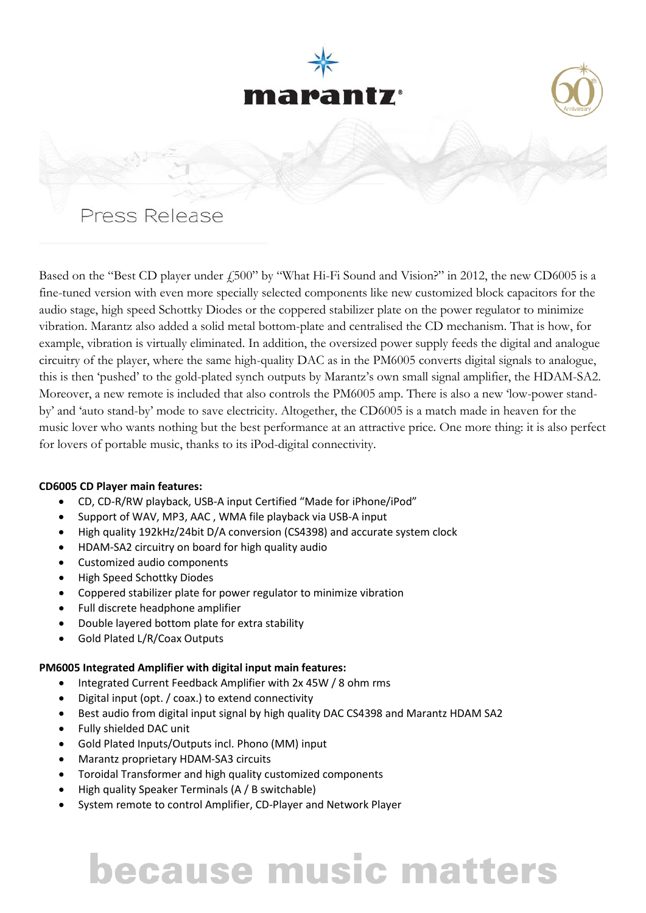# Press Release

Based on the "Best CD player under £500" by "What Hi-Fi Sound and Vision?" in 2012, the new CD6005 is a fine-tuned version with even more specially selected components like new customized block capacitors for the audio stage, high speed Schottky Diodes or the coppered stabilizer plate on the power regulator to minimize vibration. Marantz also added a solid metal bottom-plate and centralised the CD mechanism. That is how, for example, vibration is virtually eliminated. In addition, the oversized power supply feeds the digital and analogue circuitry of the player, where the same high-quality DAC as in the PM6005 converts digital signals to analogue, this is then 'pushed' to the gold-plated synch outputs by Marantz's own small signal amplifier, the HDAM-SA2. Moreover, a new remote is included that also controls the PM6005 amp. There is also a new 'low-power stand-by' and 'auto stand-by' mode to save electricity. Altogether, the CD6005 is a match made in heaven for the music lover who wants nothing but the best performance at an attractive price. One more thing: it is also perfect for lovers of portable music, thanks to its iPod-digital connectivity.

**CD6005 CD Player main features:**

- CD, CD-R/RW playback, USB-A input Certified "Made for iPhone/iPod"
- Support of WAV, MP3, AAC , WMA file playback via USB-A input
- High quality 192kHz/24bit D/A conversion (CS4398) and accurate system clock
- HDAM-SA2 circuitry on board for high quality audio
- Customized audio components
- High Speed Schottky Diodes
- Coppered stabilizer plate for power regulator to minimize vibration
- Full discrete headphone amplifier
- Double layered bottom plate for extra stability
- Gold Plated L/R/Coax Outputs

**PM6005 Integrated Amplifier with digital input main features:**

- Integrated Current Feedback Amplifier with 2x 45W / 8 ohm rms
- Digital input (opt. / coax.) to extend connectivity
- Best audio from digital input signal by high quality DAC CS4398 and Marantz HDAM SA2
- Fully shielded DAC unit
- Gold Plated Inputs/Outputs incl. Phono (MM) input
- Marantz proprietary HDAM-SA3 circuits
- Toroidal Transformer and high quality customized components
- High quality Speaker Terminals (A / B switchable)
- System remote to control Amplifier, CD-Player and Network Player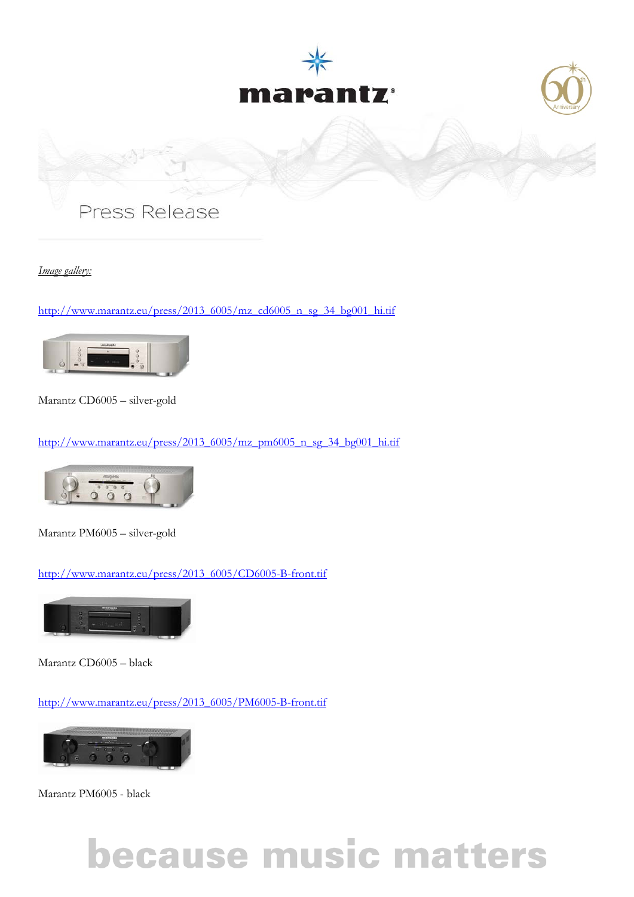*Image gallery:*

http://www.marantz.eu/press/2013_6005/mz_cd6005_n_sg_34_bg001_hi.tif

Marantz CD6005 – silver-gold

http://www.marantz.eu/press/2013_6005/mz_pm6005_n_sg_34_bg001_hi.tif

Marantz PM6005 – silver-gold

http://www.marantz.eu/press/2013_6005/CD6005-B-front.tif

Marantz CD6005 – black

http://www.marantz.eu/press/2013_6005/PM6005-B-front.tif

Marantz PM6005 - black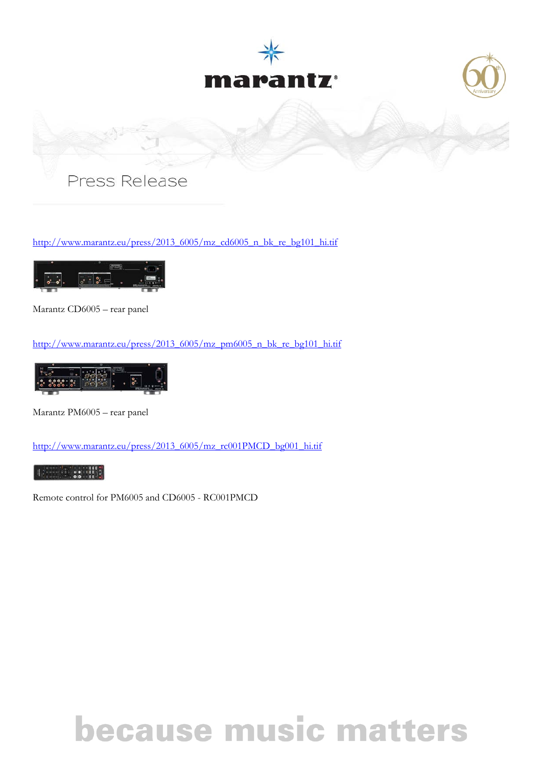Press Release

http://www.marantz.eu/press/2013_6005/mz_cd6005_n_bk_re_bg101_hi.tif

Marantz CD6005 – rear panel

http://www.marantz.eu/press/2013_6005/mz_pm6005_n_bk_re_bg101_hi.tif

Marantz PM6005 – rear panel

http://www.marantz.eu/press/2013_6005/mz_rc001PMCD_bg001_hi.tif

Remote control for PM6005 and CD6005 - RC001PMCD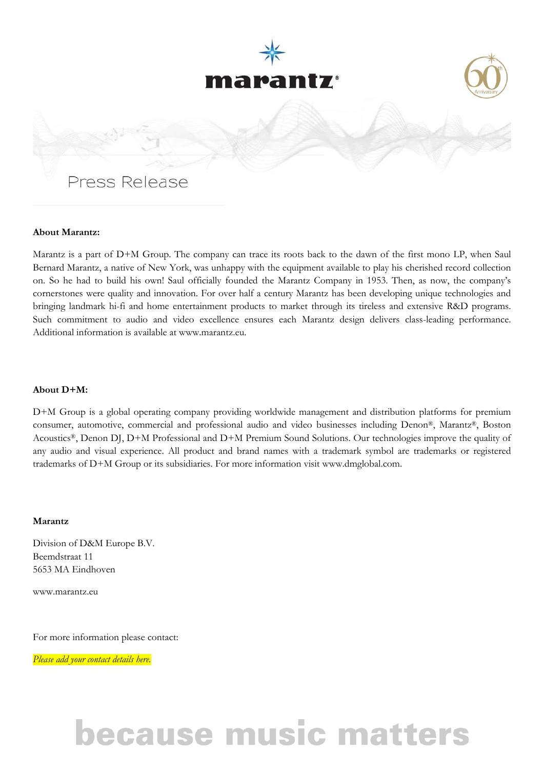Press Release

**About Marantz:**

Marantz is a part of D+M Group. The company can trace its roots back to the dawn of the first mono LP, when Saul Bernard Marantz, a native of New York, was unhappy with the equipment available to play his cherished record collection on. So he had to build his own! Saul officially founded the Marantz Company in 1953. Then, as now, the company's cornerstones were quality and innovation. For over half a century Marantz has been developing unique technologies and bringing landmark hi-fi and home entertainment products to market through its tireless and extensive R&D programs. Such commitment to audio and video excellence ensures each Marantz design delivers class-leading performance. Additional information is available at www.marantz.eu.

**About D+M:**

D+M Group is a global operating company providing worldwide management and distribution platforms for premium consumer, automotive, commercial and professional audio and video businesses including Denon®, Marantz®, Boston Acoustics®, Denon DJ, D+M Professional and D+M Premium Sound Solutions. Our technologies improve the quality of any audio and visual experience. All product and brand names with a trademark symbol are trademarks or registered trademarks of D+M Group or its subsidiaries. For more information visit www.dmglobal.com.

**Marantz**

Division of D&M Europe B.V.
Beemdstraat 11
5653 MA Eindhoven

www.marantz.eu

For more information please contact:

*Please add your contact details here.*

because music matters